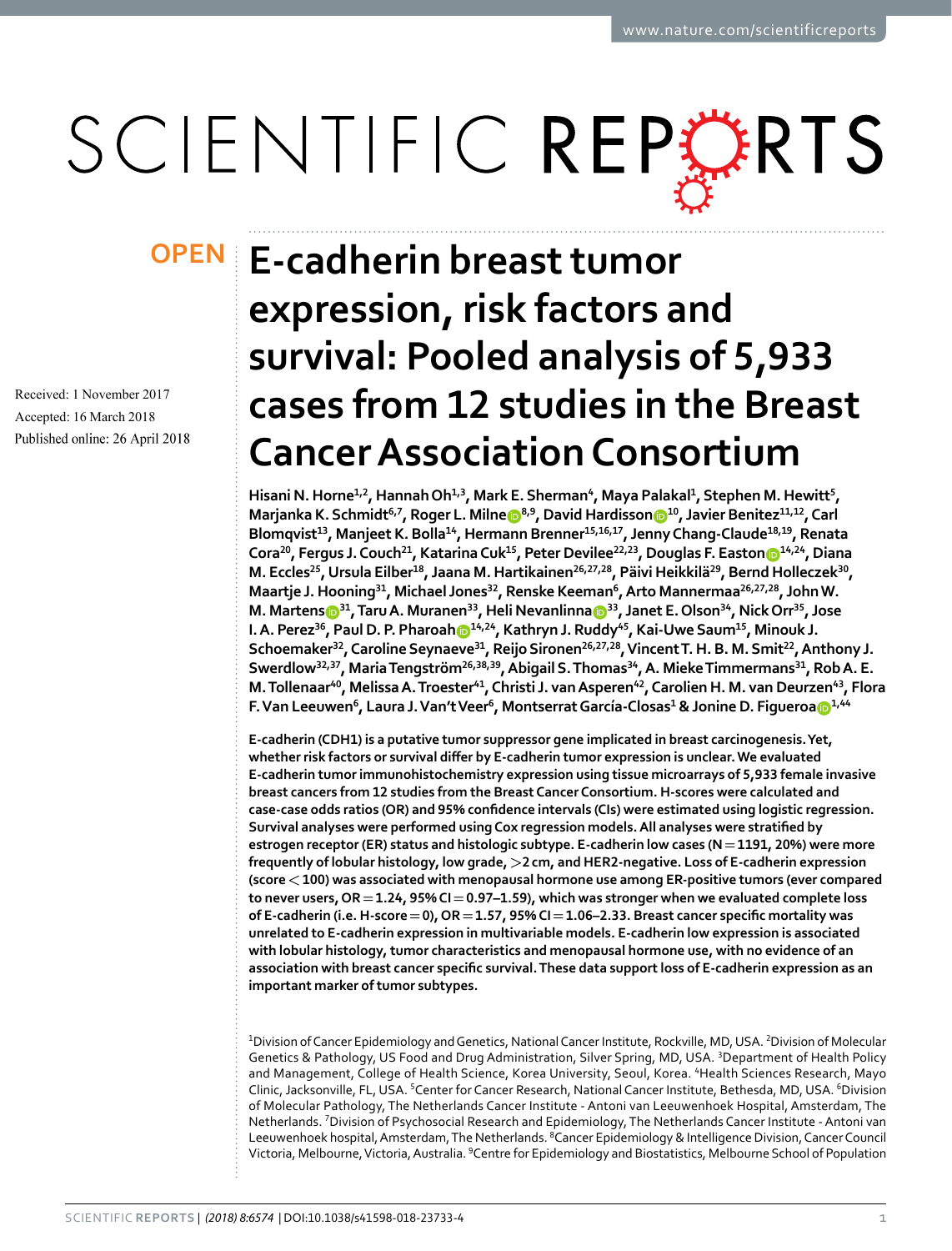OPEN

Received: 1 November 2017
Accepted: 16 March 2018
Published online: 26 April 2018

# E-cadherin breast tumor expression, risk factors and survival: Pooled analysis of 5,933 cases from 12 studies in the Breast Cancer Association Consortium

Hisani N. Horne[1,2], Hannah Oh[1,3], Mark E. Sherman[4], Maya Palakal[1], Stephen M. Hewitt[5], Marjanka K. Schmidt[6,7], Roger L. Milne[8,9], David Hardisson[10], Javier Benitez[11,12], Carl Blomqvist[13], Manjeet K. Bolla[14], Hermann Brenner[15,16,17], Jenny Chang-Claude[18,19], Renata Cora[20], Fergus J. Couch[21], Katarina Cuk[15], Peter Devilee[22,23], Douglas F. Easton[14,24], Diana M. Eccles[25], Ursula Eilber[18], Jaana M. Hartikainen[26,27,28], Päivi Heikkilä[29], Bernd Holleczek[30], Maartje J. Hooning[31], Michael Jones[32], Renske Keeman[6], Arto Mannermaa[26,27,28], John W. M. Martens[31], Taru A. Muranen[33], Heli Nevanlinna[33], Janet E. Olson[34], Nick Orr[35], Jose I. A. Perez[36], Paul D. P. Pharoah[14,24], Kathryn J. Ruddy[45], Kai-Uwe Saum[15], Minouk J. Schoemaker[32], Caroline Seynaeve[31], Reijo Sironen[26,27,28], Vincent T. H. B. M. Smit[22], Anthony J. Swerdlow[32,37], Maria Tengström[26,38,39], Abigail S. Thomas[34], A. Mieke Timmermans[31], Rob A. E. M. Tollenaar[40], Melissa A. Troester[41], Christi J. van Asperen[42], Carolien H. M. van Deurzen[43], Flora F. Van Leeuwen[6], Laura J. Van't Veer[6], Montserrat García-Closas[1] & Jonine D. Figueroa[1,44]

**E-cadherin (CDH1) is a putative tumor suppressor gene implicated in breast carcinogenesis. Yet, whether risk factors or survival differ by E-cadherin tumor expression is unclear. We evaluated E-cadherin tumor immunohistochemistry expression using tissue microarrays of 5,933 female invasive breast cancers from 12 studies from the Breast Cancer Consortium. H-scores were calculated and case-case odds ratios (OR) and 95% confidence intervals (CIs) were estimated using logistic regression. Survival analyses were performed using Cox regression models. All analyses were stratified by estrogen receptor (ER) status and histologic subtype. E-cadherin low cases (N = 1191, 20%) were more frequently of lobular histology, low grade, >2 cm, and HER2-negative. Loss of E-cadherin expression (score < 100) was associated with menopausal hormone use among ER-positive tumors (ever compared to never users, OR = 1.24, 95% CI = 0.97–1.59), which was stronger when we evaluated complete loss of E-cadherin (i.e. H-score = 0), OR = 1.57, 95% CI = 1.06–2.33. Breast cancer specific mortality was unrelated to E-cadherin expression in multivariable models. E-cadherin low expression is associated with lobular histology, tumor characteristics and menopausal hormone use, with no evidence of an association with breast cancer specific survival. These data support loss of E-cadherin expression as an important marker of tumor subtypes.**

[1]Division of Cancer Epidemiology and Genetics, National Cancer Institute, Rockville, MD, USA. [2]Division of Molecular Genetics & Pathology, US Food and Drug Administration, Silver Spring, MD, USA. [3]Department of Health Policy and Management, College of Health Science, Korea University, Seoul, Korea. [4]Health Sciences Research, Mayo Clinic, Jacksonville, FL, USA. [5]Center for Cancer Research, National Cancer Institute, Bethesda, MD, USA. [6]Division of Molecular Pathology, The Netherlands Cancer Institute - Antoni van Leeuwenhoek Hospital, Amsterdam, The Netherlands. [7]Division of Psychosocial Research and Epidemiology, The Netherlands Cancer Institute - Antoni van Leeuwenhoek hospital, Amsterdam, The Netherlands. [8]Cancer Epidemiology & Intelligence Division, Cancer Council Victoria, Melbourne, Victoria, Australia. [9]Centre for Epidemiology and Biostatistics, Melbourne School of Population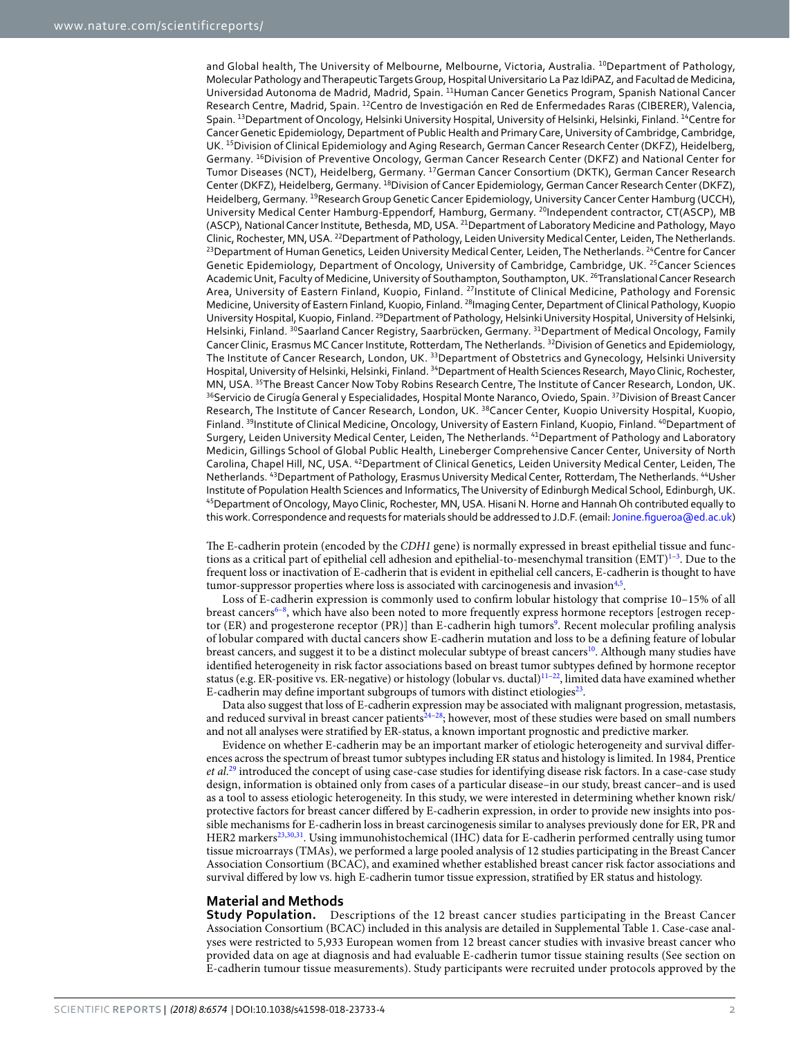and Global health, The University of Melbourne, Melbourne, Victoria, Australia. [10]Department of Pathology, Molecular Pathology and Therapeutic Targets Group, Hospital Universitario La Paz IdiPAZ, and Facultad de Medicina, Universidad Autonoma de Madrid, Madrid, Spain. [11]Human Cancer Genetics Program, Spanish National Cancer Research Centre, Madrid, Spain. [12]Centro de Investigación en Red de Enfermedades Raras (CIBERER), Valencia, Spain. [13]Department of Oncology, Helsinki University Hospital, University of Helsinki, Helsinki, Finland. [14]Centre for Cancer Genetic Epidemiology, Department of Public Health and Primary Care, University of Cambridge, Cambridge, UK. [15]Division of Clinical Epidemiology and Aging Research, German Cancer Research Center (DKFZ), Heidelberg, Germany. [16]Division of Preventive Oncology, German Cancer Research Center (DKFZ) and National Center for Tumor Diseases (NCT), Heidelberg, Germany. [17]German Cancer Consortium (DKTK), German Cancer Research Center (DKFZ), Heidelberg, Germany. [18]Division of Cancer Epidemiology, German Cancer Research Center (DKFZ), Heidelberg, Germany. [19]Research Group Genetic Cancer Epidemiology, University Cancer Center Hamburg (UCCH), University Medical Center Hamburg-Eppendorf, Hamburg, Germany. [20]Independent contractor, CT(ASCP), MB (ASCP), National Cancer Institute, Bethesda, MD, USA. [21]Department of Laboratory Medicine and Pathology, Mayo Clinic, Rochester, MN, USA. [22]Department of Pathology, Leiden University Medical Center, Leiden, The Netherlands. [23]Department of Human Genetics, Leiden University Medical Center, Leiden, The Netherlands. [24]Centre for Cancer Genetic Epidemiology, Department of Oncology, University of Cambridge, Cambridge, UK. [25]Cancer Sciences Academic Unit, Faculty of Medicine, University of Southampton, Southampton, UK. [26]Translational Cancer Research Area, University of Eastern Finland, Kuopio, Finland. [27]Institute of Clinical Medicine, Pathology and Forensic Medicine, University of Eastern Finland, Kuopio, Finland. [28]Imaging Center, Department of Clinical Pathology, Kuopio University Hospital, Kuopio, Finland. [29]Department of Pathology, Helsinki University Hospital, University of Helsinki, Helsinki, Finland. [30]Saarland Cancer Registry, Saarbrücken, Germany. [31]Department of Medical Oncology, Family Cancer Clinic, Erasmus MC Cancer Institute, Rotterdam, The Netherlands. [32]Division of Genetics and Epidemiology, The Institute of Cancer Research, London, UK. [33]Department of Obstetrics and Gynecology, Helsinki University Hospital, University of Helsinki, Helsinki, Finland. [34]Department of Health Sciences Research, Mayo Clinic, Rochester, MN, USA. [35]The Breast Cancer Now Toby Robins Research Centre, The Institute of Cancer Research, London, UK. [36]Servicio de Cirugía General y Especialidades, Hospital Monte Naranco, Oviedo, Spain. [37]Division of Breast Cancer Research, The Institute of Cancer Research, London, UK. [38]Cancer Center, Kuopio University Hospital, Kuopio, Finland. [39]Institute of Clinical Medicine, Oncology, University of Eastern Finland, Kuopio, Finland. [40]Department of Surgery, Leiden University Medical Center, Leiden, The Netherlands. [41]Department of Pathology and Laboratory Medicin, Gillings School of Global Public Health, Lineberger Comprehensive Cancer Center, University of North Carolina, Chapel Hill, NC, USA. [42]Department of Clinical Genetics, Leiden University Medical Center, Leiden, The Netherlands. [43]Department of Pathology, Erasmus University Medical Center, Rotterdam, The Netherlands. [44]Usher Institute of Population Health Sciences and Informatics, The University of Edinburgh Medical School, Edinburgh, UK. [45]Department of Oncology, Mayo Clinic, Rochester, MN, USA. Hisani N. Horne and Hannah Oh contributed equally to this work. Correspondence and requests for materials should be addressed to J.D.F. (email: Jonine.figueroa@ed.ac.uk)

The E-cadherin protein (encoded by the *CDH1* gene) is normally expressed in breast epithelial tissue and functions as a critical part of epithelial cell adhesion and epithelial-to-mesenchymal transition (EMT)[1–3]. Due to the frequent loss or inactivation of E-cadherin that is evident in epithelial cell cancers, E-cadherin is thought to have tumor-suppressor properties where loss is associated with carcinogenesis and invasion[4,5].

Loss of E-cadherin expression is commonly used to confirm lobular histology that comprise 10–15% of all breast cancers[6–8], which have also been noted to more frequently express hormone receptors [estrogen receptor (ER) and progesterone receptor (PR)] than E-cadherin high tumors[9]. Recent molecular profiling analysis of lobular compared with ductal cancers show E-cadherin mutation and loss to be a defining feature of lobular breast cancers, and suggest it to be a distinct molecular subtype of breast cancers[10]. Although many studies have identified heterogeneity in risk factor associations based on breast tumor subtypes defined by hormone receptor status (e.g. ER-positive vs. ER-negative) or histology (lobular vs. ductal)[11–22], limited data have examined whether E-cadherin may define important subgroups of tumors with distinct etiologies[23].

Data also suggest that loss of E-cadherin expression may be associated with malignant progression, metastasis, and reduced survival in breast cancer patients[24–28]; however, most of these studies were based on small numbers and not all analyses were stratified by ER-status, a known important prognostic and predictive marker.

Evidence on whether E-cadherin may be an important marker of etiologic heterogeneity and survival differences across the spectrum of breast tumor subtypes including ER status and histology is limited. In 1984, Prentice *et al.*[29] introduced the concept of using case-case studies for identifying disease risk factors. In a case-case study design, information is obtained only from cases of a particular disease–in our study, breast cancer–and is used as a tool to assess etiologic heterogeneity. In this study, we were interested in determining whether known risk/protective factors for breast cancer differed by E-cadherin expression, in order to provide new insights into possible mechanisms for E-cadherin loss in breast carcinogenesis similar to analyses previously done for ER, PR and HER2 markers[23,30,31]. Using immunohistochemical (IHC) data for E-cadherin performed centrally using tumor tissue microarrays (TMAs), we performed a large pooled analysis of 12 studies participating in the Breast Cancer Association Consortium (BCAC), and examined whether established breast cancer risk factor associations and survival differed by low vs. high E-cadherin tumor tissue expression, stratified by ER status and histology.

## Material and Methods

**Study Population.** Descriptions of the 12 breast cancer studies participating in the Breast Cancer Association Consortium (BCAC) included in this analysis are detailed in Supplemental Table 1. Case-case analyses were restricted to 5,933 European women from 12 breast cancer studies with invasive breast cancer who provided data on age at diagnosis and had evaluable E-cadherin tumor tissue staining results (See section on E-cadherin tumour tissue measurements). Study participants were recruited under protocols approved by the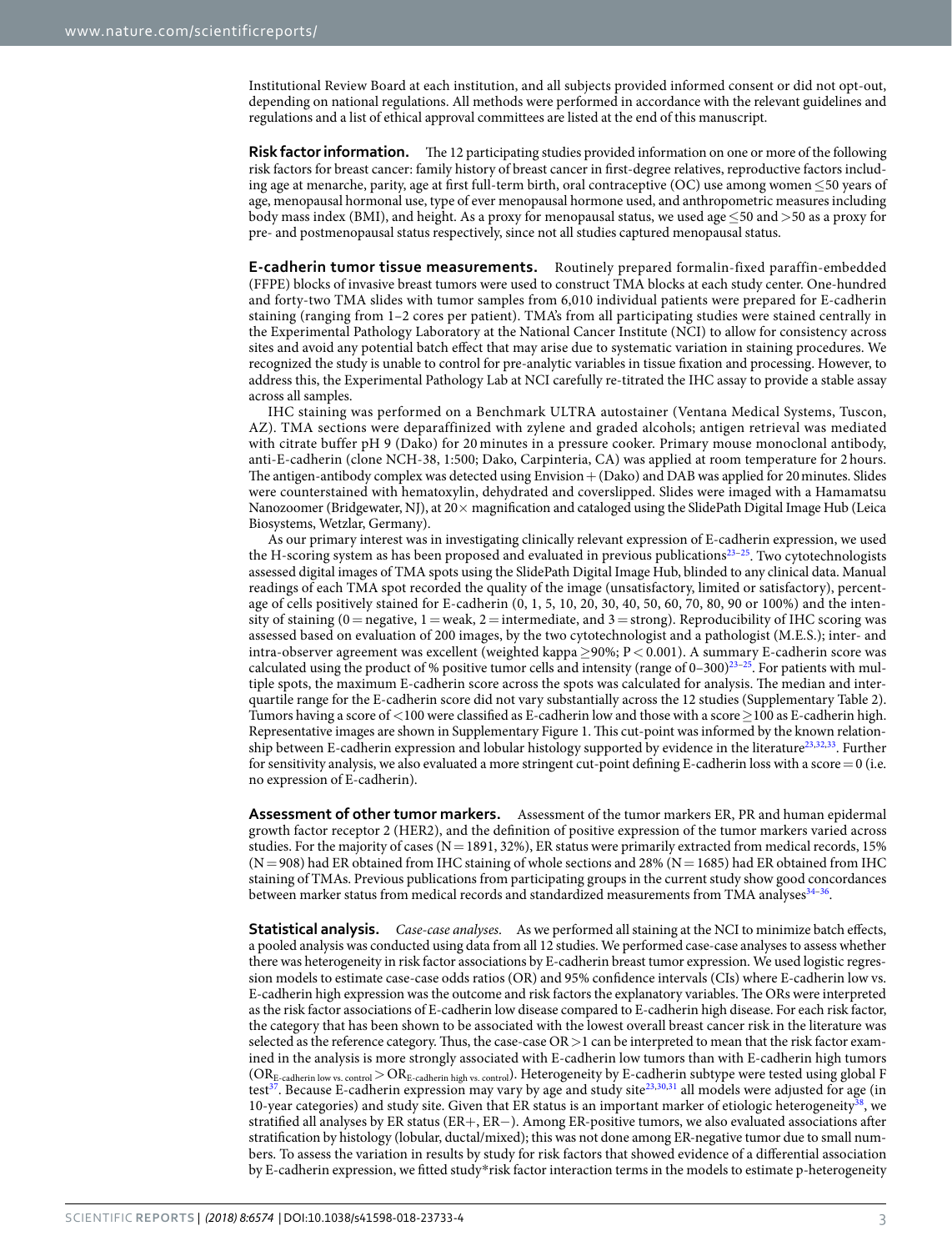Institutional Review Board at each institution, and all subjects provided informed consent or did not opt-out, depending on national regulations. All methods were performed in accordance with the relevant guidelines and regulations and a list of ethical approval committees are listed at the end of this manuscript.

**Risk factor information.** The 12 participating studies provided information on one or more of the following risk factors for breast cancer: family history of breast cancer in first-degree relatives, reproductive factors including age at menarche, parity, age at first full-term birth, oral contraceptive (OC) use among women ≤50 years of age, menopausal hormonal use, type of ever menopausal hormone used, and anthropometric measures including body mass index (BMI), and height. As a proxy for menopausal status, we used age ≤50 and >50 as a proxy for pre- and postmenopausal status respectively, since not all studies captured menopausal status.

**E-cadherin tumor tissue measurements.** Routinely prepared formalin-fixed paraffin-embedded (FFPE) blocks of invasive breast tumors were used to construct TMA blocks at each study center. One-hundred and forty-two TMA slides with tumor samples from 6,010 individual patients were prepared for E-cadherin staining (ranging from 1–2 cores per patient). TMA's from all participating studies were stained centrally in the Experimental Pathology Laboratory at the National Cancer Institute (NCI) to allow for consistency across sites and avoid any potential batch effect that may arise due to systematic variation in staining procedures. We recognized the study is unable to control for pre-analytic variables in tissue fixation and processing. However, to address this, the Experimental Pathology Lab at NCI carefully re-titrated the IHC assay to provide a stable assay across all samples.

IHC staining was performed on a Benchmark ULTRA autostainer (Ventana Medical Systems, Tuscon, AZ). TMA sections were deparaffinized with zylene and graded alcohols; antigen retrieval was mediated with citrate buffer pH 9 (Dako) for 20 minutes in a pressure cooker. Primary mouse monoclonal antibody, anti-E-cadherin (clone NCH-38, 1:500; Dako, Carpinteria, CA) was applied at room temperature for 2 hours. The antigen-antibody complex was detected using Envision+ (Dako) and DAB was applied for 20 minutes. Slides were counterstained with hematoxylin, dehydrated and coverslipped. Slides were imaged with a Hamamatsu Nanozoomer (Bridgewater, NJ), at 20× magnification and cataloged using the SlidePath Digital Image Hub (Leica Biosystems, Wetzlar, Germany).

As our primary interest was in investigating clinically relevant expression of E-cadherin expression, we used the H-scoring system as has been proposed and evaluated in previous publications[23–25]. Two cytotechnologists assessed digital images of TMA spots using the SlidePath Digital Image Hub, blinded to any clinical data. Manual readings of each TMA spot recorded the quality of the image (unsatisfactory, limited or satisfactory), percentage of cells positively stained for E-cadherin (0, 1, 5, 10, 20, 30, 40, 50, 60, 70, 80, 90 or 100%) and the intensity of staining (0 = negative, 1 = weak, 2 = intermediate, and 3 = strong). Reproducibility of IHC scoring was assessed based on evaluation of 200 images, by the two cytotechnologist and a pathologist (M.E.S.); inter- and intra-observer agreement was excellent (weighted kappa ≥90%; $P < 0.001$). A summary E-cadherin score was calculated using the product of % positive tumor cells and intensity (range of 0–300)[23–25]. For patients with multiple spots, the maximum E-cadherin score across the spots was calculated for analysis. The median and interquartile range for the E-cadherin score did not vary substantially across the 12 studies (Supplementary Table 2). Tumors having a score of <100 were classified as E-cadherin low and those with a score ≥100 as E-cadherin high. Representative images are shown in Supplementary Figure 1. This cut-point was informed by the known relationship between E-cadherin expression and lobular histology supported by evidence in the literature[23,32,33]. Further for sensitivity analysis, we also evaluated a more stringent cut-point defining E-cadherin loss with a score = 0 (i.e. no expression of E-cadherin).

**Assessment of other tumor markers.** Assessment of the tumor markers ER, PR and human epidermal growth factor receptor 2 (HER2), and the definition of positive expression of the tumor markers varied across studies. For the majority of cases (N = 1891, 32%), ER status were primarily extracted from medical records, 15% (N = 908) had ER obtained from IHC staining of whole sections and 28% (N = 1685) had ER obtained from IHC staining of TMAs. Previous publications from participating groups in the current study show good concordances between marker status from medical records and standardized measurements from TMA analyses[34–36].

**Statistical analysis.** *Case-case analyses.* As we performed all staining at the NCI to minimize batch effects, a pooled analysis was conducted using data from all 12 studies. We performed case-case analyses to assess whether there was heterogeneity in risk factor associations by E-cadherin breast tumor expression. We used logistic regression models to estimate case-case odds ratios (OR) and 95% confidence intervals (CIs) where E-cadherin low vs. E-cadherin high expression was the outcome and risk factors the explanatory variables. The ORs were interpreted as the risk factor associations of E-cadherin low disease compared to E-cadherin high disease. For each risk factor, the category that has been shown to be associated with the lowest overall breast cancer risk in the literature was selected as the reference category. Thus, the case-case OR >1 can be interpreted to mean that the risk factor examined in the analysis is more strongly associated with E-cadherin low tumors than with E-cadherin high tumors ($OR_{\text{E-cadherin low vs. control}} > OR_{\text{E-cadherin high vs. control}}$). Heterogeneity by E-cadherin subtype were tested using global F test[37]. Because E-cadherin expression may vary by age and study site[23,30,31] all models were adjusted for age (in 10-year categories) and study site. Given that ER status is an important marker of etiologic heterogeneity[38], we stratified all analyses by ER status (ER+, ER−). Among ER-positive tumors, we also evaluated associations after stratification by histology (lobular, ductal/mixed); this was not done among ER-negative tumor due to small numbers. To assess the variation in results by study for risk factors that showed evidence of a differential association by E-cadherin expression, we fitted study*risk factor interaction terms in the models to estimate p-heterogeneity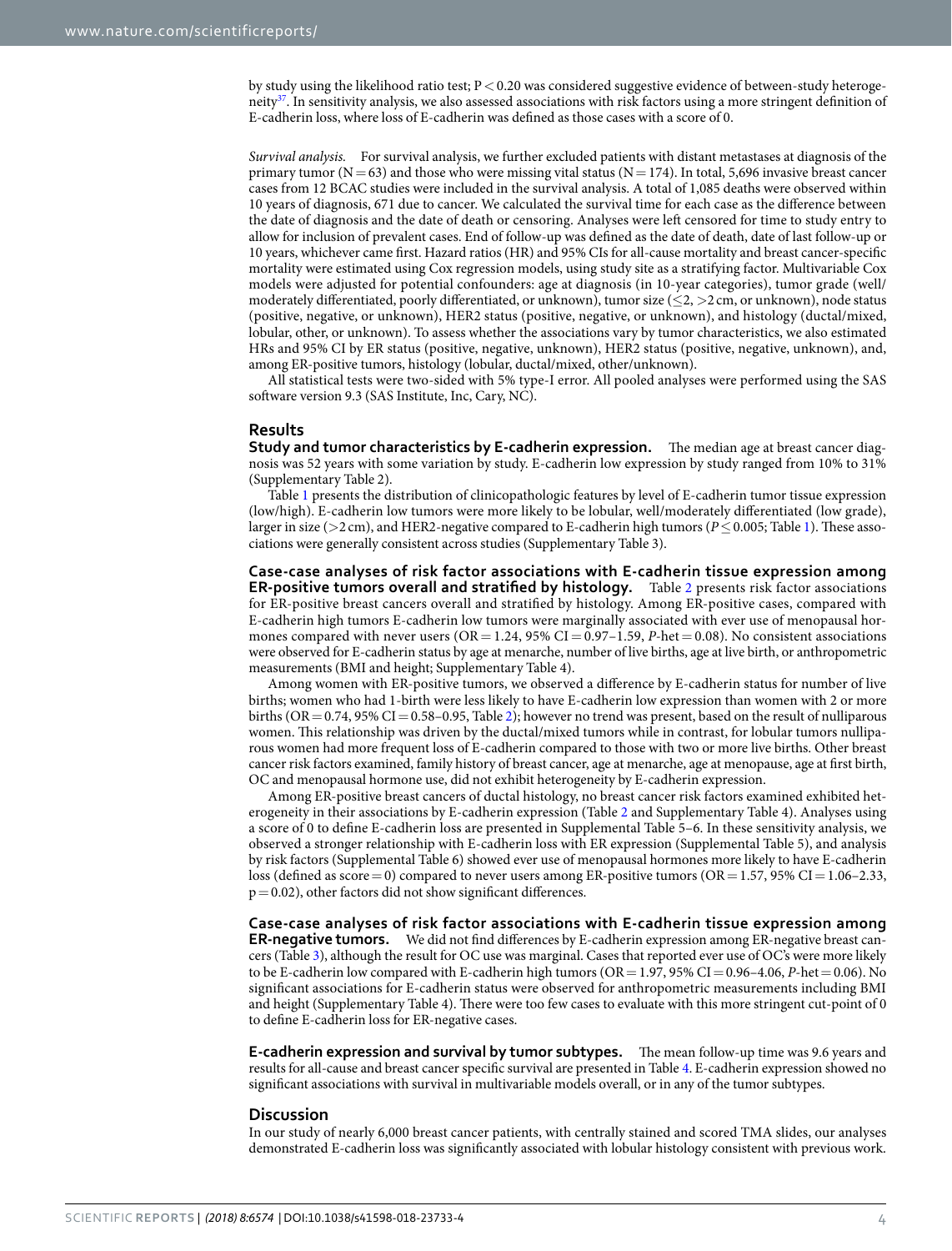by study using the likelihood ratio test; $P < 0.20$ was considered suggestive evidence of between-study heterogeneity[37]. In sensitivity analysis, we also assessed associations with risk factors using a more stringent definition of E-cadherin loss, where loss of E-cadherin was defined as those cases with a score of 0.

*Survival analysis.* For survival analysis, we further excluded patients with distant metastases at diagnosis of the primary tumor ($N = 63$) and those who were missing vital status ($N = 174$). In total, 5,696 invasive breast cancer cases from 12 BCAC studies were included in the survival analysis. A total of 1,085 deaths were observed within 10 years of diagnosis, 671 due to cancer. We calculated the survival time for each case as the difference between the date of diagnosis and the date of death or censoring. Analyses were left censored for time to study entry to allow for inclusion of prevalent cases. End of follow-up was defined as the date of death, date of last follow-up or 10 years, whichever came first. Hazard ratios (HR) and 95% CIs for all-cause mortality and breast cancer-specific mortality were estimated using Cox regression models, using study site as a stratifying factor. Multivariable Cox models were adjusted for potential confounders: age at diagnosis (in 10-year categories), tumor grade (well/moderately differentiated, poorly differentiated, or unknown), tumor size ($\leq 2$, $>2$ cm, or unknown), node status (positive, negative, or unknown), HER2 status (positive, negative, or unknown), and histology (ductal/mixed, lobular, other, or unknown). To assess whether the associations vary by tumor characteristics, we also estimated HRs and 95% CI by ER status (positive, negative, unknown), HER2 status (positive, negative, unknown), and, among ER-positive tumors, histology (lobular, ductal/mixed, other/unknown).

All statistical tests were two-sided with 5% type-I error. All pooled analyses were performed using the SAS software version 9.3 (SAS Institute, Inc, Cary, NC).

## Results

**Study and tumor characteristics by E-cadherin expression.** The median age at breast cancer diagnosis was 52 years with some variation by study. E-cadherin low expression by study ranged from 10% to 31% (Supplementary Table 2).

Table 1 presents the distribution of clinicopathologic features by level of E-cadherin tumor tissue expression (low/high). E-cadherin low tumors were more likely to be lobular, well/moderately differentiated (low grade), larger in size ($>2$ cm), and HER2-negative compared to E-cadherin high tumors ($P \leq 0.005$; Table 1). These associations were generally consistent across studies (Supplementary Table 3).

**Case-case analyses of risk factor associations with E-cadherin tissue expression among ER-positive tumors overall and stratified by histology.** Table 2 presents risk factor associations for ER-positive breast cancers overall and stratified by histology. Among ER-positive cases, compared with E-cadherin high tumors E-cadherin low tumors were marginally associated with ever use of menopausal hormones compared with never users ($OR = 1.24$, 95% $CI = 0.97$–$1.59$, *P*-het $= 0.08$). No consistent associations were observed for E-cadherin status by age at menarche, number of live births, age at live birth, or anthropometric measurements (BMI and height; Supplementary Table 4).

Among women with ER-positive tumors, we observed a difference by E-cadherin status for number of live births; women who had 1-birth were less likely to have E-cadherin low expression than women with 2 or more births ($OR = 0.74$, 95% $CI = 0.58$–$0.95$, Table 2); however no trend was present, based on the result of nulliparous women. This relationship was driven by the ductal/mixed tumors while in contrast, for lobular tumors nulliparous women had more frequent loss of E-cadherin compared to those with two or more live births. Other breast cancer risk factors examined, family history of breast cancer, age at menarche, age at menopause, age at first birth, OC and menopausal hormone use, did not exhibit heterogeneity by E-cadherin expression.

Among ER-positive breast cancers of ductal histology, no breast cancer risk factors examined exhibited heterogeneity in their associations by E-cadherin expression (Table 2 and Supplementary Table 4). Analyses using a score of 0 to define E-cadherin loss are presented in Supplemental Table 5–6. In these sensitivity analysis, we observed a stronger relationship with E-cadherin loss with ER expression (Supplemental Table 5), and analysis by risk factors (Supplemental Table 6) showed ever use of menopausal hormones more likely to have E-cadherin loss (defined as score $= 0$) compared to never users among ER-positive tumors ($OR = 1.57$, 95% $CI = 1.06$–$2.33$, $p = 0.02$), other factors did not show significant differences.

**Case-case analyses of risk factor associations with E-cadherin tissue expression among ER-negative tumors.** We did not find differences by E-cadherin expression among ER-negative breast cancers (Table 3), although the result for OC use was marginal. Cases that reported ever use of OC's were more likely to be E-cadherin low compared with E-cadherin high tumors ($OR = 1.97$, 95% $CI = 0.96$–$4.06$, *P*-het $= 0.06$). No significant associations for E-cadherin status were observed for anthropometric measurements including BMI and height (Supplementary Table 4). There were too few cases to evaluate with this more stringent cut-point of 0 to define E-cadherin loss for ER-negative cases.

**E-cadherin expression and survival by tumor subtypes.** The mean follow-up time was 9.6 years and results for all-cause and breast cancer specific survival are presented in Table 4. E-cadherin expression showed no significant associations with survival in multivariable models overall, or in any of the tumor subtypes.

## Discussion

In our study of nearly 6,000 breast cancer patients, with centrally stained and scored TMA slides, our analyses demonstrated E-cadherin loss was significantly associated with lobular histology consistent with previous work.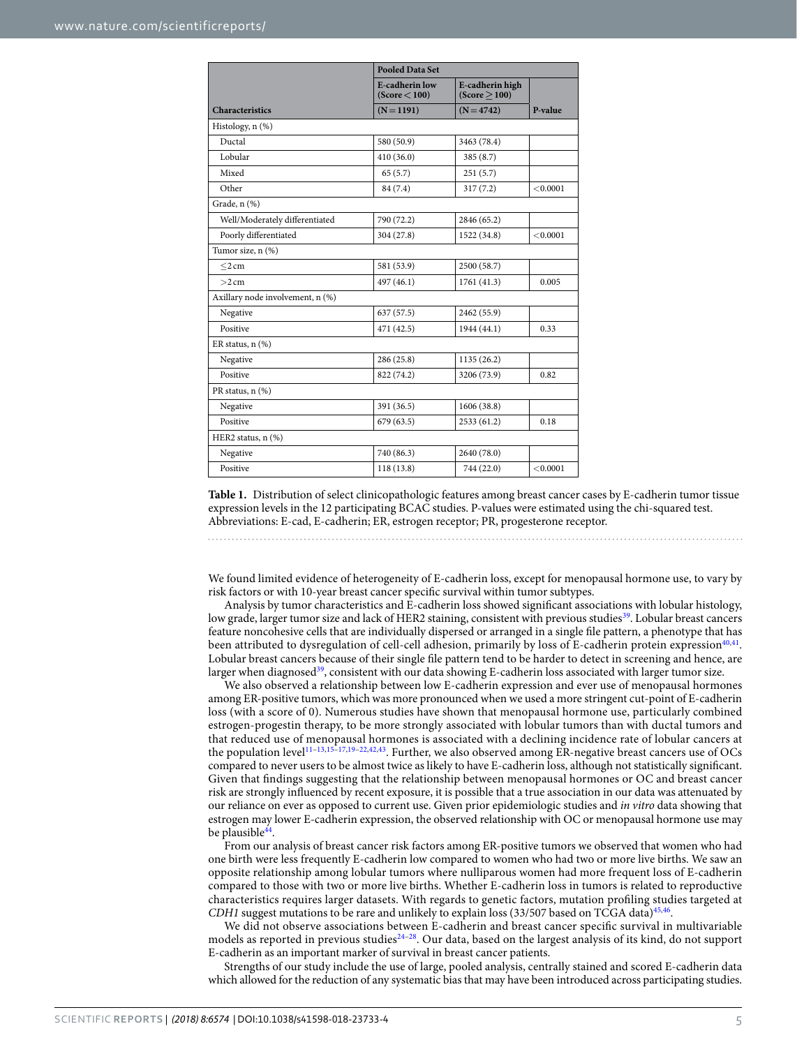| Characteristics | Pooled Data Set | | |
|---|---|---|---|
| | E-cadherin low (Score < 100) | E-cadherin high (Score ≥ 100) | |
| | (N = 1191) | (N = 4742) | P-value |
| Histology, n (%) | | | |
| Ductal | 580 (50.9) | 3463 (78.4) | |
| Lobular | 410 (36.0) | 385 (8.7) | |
| Mixed | 65 (5.7) | 251 (5.7) | |
| Other | 84 (7.4) | 317 (7.2) | <0.0001 |
| Grade, n (%) | | | |
| Well/Moderately differentiated | 790 (72.2) | 2846 (65.2) | |
| Poorly differentiated | 304 (27.8) | 1522 (34.8) | <0.0001 |
| Tumor size, n (%) | | | |
| ≤2 cm | 581 (53.9) | 2500 (58.7) | |
| >2 cm | 497 (46.1) | 1761 (41.3) | 0.005 |
| Axillary node involvement, n (%) | | | |
| Negative | 637 (57.5) | 2462 (55.9) | |
| Positive | 471 (42.5) | 1944 (44.1) | 0.33 |
| ER status, n (%) | | | |
| Negative | 286 (25.8) | 1135 (26.2) | |
| Positive | 822 (74.2) | 3206 (73.9) | 0.82 |
| PR status, n (%) | | | |
| Negative | 391 (36.5) | 1606 (38.8) | |
| Positive | 679 (63.5) | 2533 (61.2) | 0.18 |
| HER2 status, n (%) | | | |
| Negative | 740 (86.3) | 2640 (78.0) | |
| Positive | 118 (13.8) | 744 (22.0) | <0.0001 |

**Table 1.** Distribution of select clinicopathologic features among breast cancer cases by E-cadherin tumor tissue expression levels in the 12 participating BCAC studies. P-values were estimated using the chi-squared test. Abbreviations: E-cad, E-cadherin; ER, estrogen receptor; PR, progesterone receptor.

We found limited evidence of heterogeneity of E-cadherin loss, except for menopausal hormone use, to vary by risk factors or with 10-year breast cancer specific survival within tumor subtypes.

Analysis by tumor characteristics and E-cadherin loss showed significant associations with lobular histology, low grade, larger tumor size and lack of HER2 staining, consistent with previous studies[39]. Lobular breast cancers feature noncohesive cells that are individually dispersed or arranged in a single file pattern, a phenotype that has been attributed to dysregulation of cell-cell adhesion, primarily by loss of E-cadherin protein expression[40,41]. Lobular breast cancers because of their single file pattern tend to be harder to detect in screening and hence, are larger when diagnosed[39], consistent with our data showing E-cadherin loss associated with larger tumor size.

We also observed a relationship between low E-cadherin expression and ever use of menopausal hormones among ER-positive tumors, which was more pronounced when we used a more stringent cut-point of E-cadherin loss (with a score of 0). Numerous studies have shown that menopausal hormone use, particularly combined estrogen-progestin therapy, to be more strongly associated with lobular tumors than with ductal tumors and that reduced use of menopausal hormones is associated with a declining incidence rate of lobular cancers at the population level[11–13,15–17,19–22,42,43]. Further, we also observed among ER-negative breast cancers use of OCs compared to never users to be almost twice as likely to have E-cadherin loss, although not statistically significant. Given that findings suggesting that the relationship between menopausal hormones or OC and breast cancer risk are strongly influenced by recent exposure, it is possible that a true association in our data was attenuated by our reliance on ever as opposed to current use. Given prior epidemiologic studies and *in vitro* data showing that estrogen may lower E-cadherin expression, the observed relationship with OC or menopausal hormone use may be plausible[44].

From our analysis of breast cancer risk factors among ER-positive tumors we observed that women who had one birth were less frequently E-cadherin low compared to women who had two or more live births. We saw an opposite relationship among lobular tumors where nulliparous women had more frequent loss of E-cadherin compared to those with two or more live births. Whether E-cadherin loss in tumors is related to reproductive characteristics requires larger datasets. With regards to genetic factors, mutation profiling studies targeted at *CDH1* suggest mutations to be rare and unlikely to explain loss (33/507 based on TCGA data)[45,46].

We did not observe associations between E-cadherin and breast cancer specific survival in multivariable models as reported in previous studies[24–28]. Our data, based on the largest analysis of its kind, do not support E-cadherin as an important marker of survival in breast cancer patients.

Strengths of our study include the use of large, pooled analysis, centrally stained and scored E-cadherin data which allowed for the reduction of any systematic bias that may have been introduced across participating studies.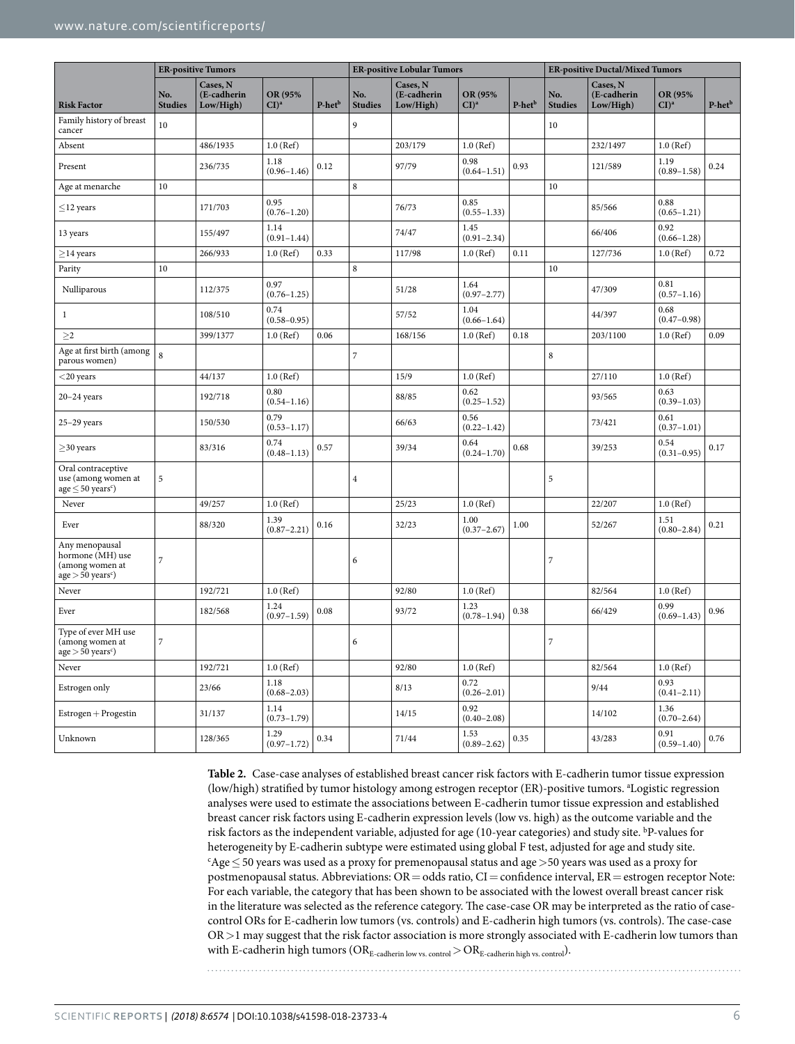| Risk Factor | ER-positive Tumors | | | | ER-positive Lobular Tumors | | | | ER-positive Ductal/Mixed Tumors | | | |
|---|---|---|---|---|---|---|---|---|---|---|---|---|
| | No. Studies | Cases, N (E-cadherin Low/High) | OR (95% CI)[a] | P-het[b] | No. Studies | Cases, N (E-cadherin Low/High) | OR (95% CI)[a] | P-het[b] | No. Studies | Cases, N (E-cadherin Low/High) | OR (95% CI)[a] | P-het[b] |
| Family history of breast cancer | 10 | | | | 9 | | | | 10 | | | |
| Absent | | 486/1935 | 1.0 (Ref) | | | 203/179 | 1.0 (Ref) | | | 232/1497 | 1.0 (Ref) | |
| Present | | 236/735 | 1.18 (0.96–1.46) | 0.12 | | 97/79 | 0.98 (0.64–1.51) | 0.93 | | 121/589 | 1.19 (0.89–1.58) | 0.24 |
| Age at menarche | 10 | | | | 8 | | | | 10 | | | |
| ≤12 years | | 171/703 | 0.95 (0.76–1.20) | | | 76/73 | 0.85 (0.55–1.33) | | | 85/566 | 0.88 (0.65–1.21) | |
| 13 years | | 155/497 | 1.14 (0.91–1.44) | | | 74/47 | 1.45 (0.91–2.34) | | | 66/406 | 0.92 (0.66–1.28) | |
| ≥14 years | | 266/933 | 1.0 (Ref) | 0.33 | | 117/98 | 1.0 (Ref) | 0.11 | | 127/736 | 1.0 (Ref) | 0.72 |
| Parity | 10 | | | | 8 | | | | 10 | | | |
| Nulliparous | | 112/375 | 0.97 (0.76–1.25) | | | 51/28 | 1.64 (0.97–2.77) | | | 47/309 | 0.81 (0.57–1.16) | |
| 1 | | 108/510 | 0.74 (0.58–0.95) | | | 57/52 | 1.04 (0.66–1.64) | | | 44/397 | 0.68 (0.47–0.98) | |
| ≥2 | | 399/1377 | 1.0 (Ref) | 0.06 | | 168/156 | 1.0 (Ref) | 0.18 | | 203/1100 | 1.0 (Ref) | 0.09 |
| Age at first birth (among parous women) | 8 | | | | 7 | | | | 8 | | | |
| <20 years | | 44/137 | 1.0 (Ref) | | | 15/9 | 1.0 (Ref) | | | 27/110 | 1.0 (Ref) | |
| 20–24 years | | 192/718 | 0.80 (0.54–1.16) | | | 88/85 | 0.62 (0.25–1.52) | | | 93/565 | 0.63 (0.39–1.03) | |
| 25–29 years | | 150/530 | 0.79 (0.53–1.17) | | | 66/63 | 0.56 (0.22–1.42) | | | 73/421 | 0.61 (0.37–1.01) | |
| ≥30 years | | 83/316 | 0.74 (0.48–1.13) | 0.57 | | 39/34 | 0.64 (0.24–1.70) | 0.68 | | 39/253 | 0.54 (0.31–0.95) | 0.17 |
| Oral contraceptive use (among women at age ≤ 50 years[c]) | 5 | | | | 4 | | | | 5 | | | |
| Never | | 49/257 | 1.0 (Ref) | | | 25/23 | 1.0 (Ref) | | | 22/207 | 1.0 (Ref) | |
| Ever | | 88/320 | 1.39 (0.87–2.21) | 0.16 | | 32/23 | 1.00 (0.37–2.67) | 1.00 | | 52/267 | 1.51 (0.80–2.84) | 0.21 |
| Any menopausal hormone (MH) use (among women at age > 50 years[c]) | 7 | | | | 6 | | | | 7 | | | |
| Never | | 192/721 | 1.0 (Ref) | | | 92/80 | 1.0 (Ref) | | | 82/564 | 1.0 (Ref) | |
| Ever | | 182/568 | 1.24 (0.97–1.59) | 0.08 | | 93/72 | 1.23 (0.78–1.94) | 0.38 | | 66/429 | 0.99 (0.69–1.43) | 0.96 |
| Type of ever MH use (among women at age > 50 years[c]) | 7 | | | | 6 | | | | 7 | | | |
| Never | | 192/721 | 1.0 (Ref) | | | 92/80 | 1.0 (Ref) | | | 82/564 | 1.0 (Ref) | |
| Estrogen only | | 23/66 | 1.18 (0.68–2.03) | | | 8/13 | 0.72 (0.26–2.01) | | | 9/44 | 0.93 (0.41–2.11) | |
| Estrogen + Progestin | | 31/137 | 1.14 (0.73–1.79) | | | 14/15 | 0.92 (0.40–2.08) | | | 14/102 | 1.36 (0.70–2.64) | |
| Unknown | | 128/365 | 1.29 (0.97–1.72) | 0.34 | | 71/44 | 1.53 (0.89–2.62) | 0.35 | | 43/283 | 0.91 (0.59–1.40) | 0.76 |

**Table 2.** Case-case analyses of established breast cancer risk factors with E-cadherin tumor tissue expression (low/high) stratified by tumor histology among estrogen receptor (ER)-positive tumors. [a]Logistic regression analyses were used to estimate the associations between E-cadherin tumor tissue expression and established breast cancer risk factors using E-cadherin expression levels (low vs. high) as the outcome variable and the risk factors as the independent variable, adjusted for age (10-year categories) and study site. [b]P-values for heterogeneity by E-cadherin subtype were estimated using global F test, adjusted for age and study site. [c]Age ≤ 50 years was used as a proxy for premenopausal status and age > 50 years was used as a proxy for postmenopausal status. Abbreviations: OR = odds ratio, CI = confidence interval, ER = estrogen receptor Note: For each variable, the category that has been shown to be associated with the lowest overall breast cancer risk in the literature was selected as the reference category. The case-case OR may be interpreted as the ratio of case-control ORs for E-cadherin low tumors (vs. controls) and E-cadherin high tumors (vs. controls). The case-case OR > 1 may suggest that the risk factor association is more strongly associated with E-cadherin low tumors than with E-cadherin high tumors ($OR_{\text{E-cadherin low vs. control}} > OR_{\text{E-cadherin high vs. control}}$).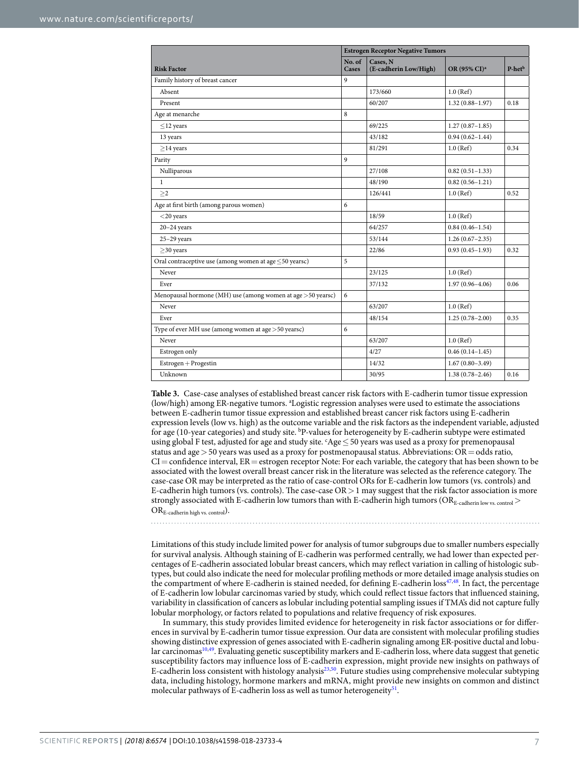| Risk Factor | Estrogen Receptor Negative Tumors | | | |
|---|---|---|---|---|
| | No. of Cases | Cases, N (E-cadherin Low/High) | OR (95% CI)[a] | P-het[b] |
| Family history of breast cancer | 9 | | | |
| Absent | | 173/660 | 1.0 (Ref) | |
| Present | | 60/207 | 1.32 (0.88–1.97) | 0.18 |
| Age at menarche | 8 | | | |
| ≤12 years | | 69/225 | 1.27 (0.87–1.85) | |
| 13 years | | 43/182 | 0.94 (0.62–1.44) | |
| ≥14 years | | 81/291 | 1.0 (Ref) | 0.34 |
| Parity | 9 | | | |
| Nulliparous | | 27/108 | 0.82 (0.51–1.33) | |
| 1 | | 48/190 | 0.82 (0.56–1.21) | |
| ≥2 | | 126/441 | 1.0 (Ref) | 0.52 |
| Age at first birth (among parous women) | 6 | | | |
| <20 years | | 18/59 | 1.0 (Ref) | |
| 20–24 years | | 64/257 | 0.84 (0.46–1.54) | |
| 25–29 years | | 53/144 | 1.26 (0.67–2.35) | |
| ≥30 years | | 22/86 | 0.93 (0.45–1.93) | 0.32 |
| Oral contraceptive use (among women at age ≤50 years[c]) | 5 | | | |
| Never | | 23/125 | 1.0 (Ref) | |
| Ever | | 37/132 | 1.97 (0.96–4.06) | 0.06 |
| Menopausal hormone (MH) use (among women at age >50 years[c]) | 6 | | | |
| Never | | 63/207 | 1.0 (Ref) | |
| Ever | | 48/154 | 1.25 (0.78–2.00) | 0.35 |
| Type of ever MH use (among women at age >50 years[c]) | 6 | | | |
| Never | | 63/207 | 1.0 (Ref) | |
| Estrogen only | | 4/27 | 0.46 (0.14–1.45) | |
| Estrogen + Progestin | | 14/32 | 1.67 (0.80–3.49) | |
| Unknown | | 30/95 | 1.38 (0.78–2.46) | 0.16 |

**Table 3.** Case-case analyses of established breast cancer risk factors with E-cadherin tumor tissue expression (low/high) among ER-negative tumors. [a]Logistic regression analyses were used to estimate the associations between E-cadherin tumor tissue expression and established breast cancer risk factors using E-cadherin expression levels (low vs. high) as the outcome variable and the risk factors as the independent variable, adjusted for age (10-year categories) and study site. [b]P-values for heterogeneity by E-cadherin subtype were estimated using global F test, adjusted for age and study site. [c]Age ≤ 50 years was used as a proxy for premenopausal status and age > 50 years was used as a proxy for postmenopausal status. Abbreviations: OR = odds ratio, CI = confidence interval, ER = estrogen receptor Note: For each variable, the category that has been shown to be associated with the lowest overall breast cancer risk in the literature was selected as the reference category. The case-case OR may be interpreted as the ratio of case-control ORs for E-cadherin low tumors (vs. controls) and E-cadherin high tumors (vs. controls). The case-case OR > 1 may suggest that the risk factor association is more strongly associated with E-cadherin low tumors than with E-cadherin high tumors ($OR_{\text{E-cadherin low vs. control}} > OR_{\text{E-cadherin high vs. control}}$).

Limitations of this study include limited power for analysis of tumor subgroups due to smaller numbers especially for survival analysis. Although staining of E-cadherin was performed centrally, we had lower than expected percentages of E-cadherin associated lobular breast cancers, which may reflect variation in calling of histologic subtypes, but could also indicate the need for molecular profiling methods or more detailed image analysis studies on the compartment of where E-cadherin is stained needed, for defining E-cadherin loss[47,48]. In fact, the percentage of E-cadherin low lobular carcinomas varied by study, which could reflect tissue factors that influenced staining, variability in classification of cancers as lobular including potential sampling issues if TMA's did not capture fully lobular morphology, or factors related to populations and relative frequency of risk exposures.

In summary, this study provides limited evidence for heterogeneity in risk factor associations or for differences in survival by E-cadherin tumor tissue expression. Our data are consistent with molecular profiling studies showing distinctive expression of genes associated with E-cadherin signaling among ER-positive ductal and lobular carcinomas[10,49]. Evaluating genetic susceptibility markers and E-cadherin loss, where data suggest that genetic susceptibility factors may influence loss of E-cadherin expression, might provide new insights on pathways of E-cadherin loss consistent with histology analysis[23,50]. Future studies using comprehensive molecular subtyping data, including histology, hormone markers and mRNA, might provide new insights on common and distinct molecular pathways of E-cadherin loss as well as tumor heterogeneity[51].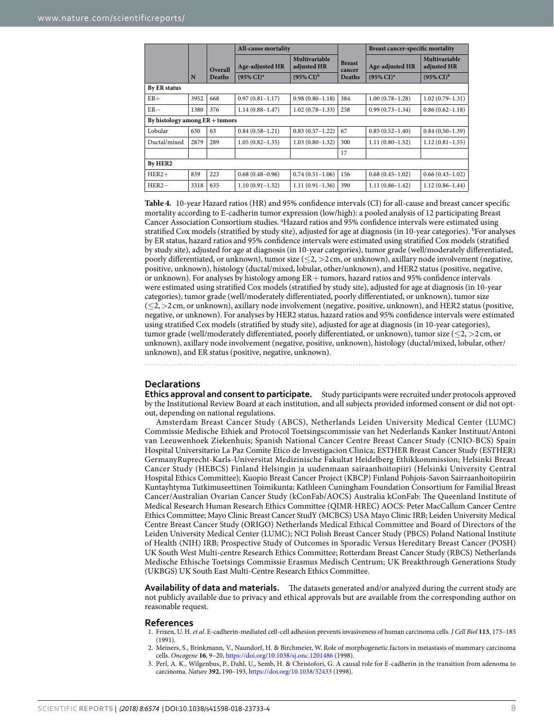| | N | Overall Deaths | All-cause mortality | | Breast cancer Deaths | Breast cancer-specific mortality | |
|---|---|---|---|---|---|---|---|
| | | | Age-adjusted HR (95% CI)[a] | Multivariable adjusted HR (95% CI)[b] | | Age-adjusted HR (95% CI)[a] | Multivariable adjusted HR (95% CI)[b] |
| **By ER status** | | | | | | | |
| ER+ | 3952 | 668 | 0.97 (0.81–1.17) | 0.98 (0.80–1.18) | 384 | 1.00 (0.78–1.28) | 1.02 (0.79–1.31) |
| ER− | 1380 | 376 | 1.14 (0.88–1.47) | 1.02 (0.78–1.33) | 258 | 0.99 (0.73–1.34) | 0.86 (0.62–1.18) |
| **By histology among ER + tumors** | | | | | | | |
| Lobular | 630 | 63 | 0.84 (0.58–1.21) | 0.83 (0.57–1.22) | 67 | 0.85 (0.52–1.40) | 0.84 (0.50–1.39) |
| Ductal/mixed | 2879 | 289 | 1.05 (0.82–1.35) | 1.03 (0.80–1.32) | 300 | 1.11 (0.80–1.52) | 1.12 (0.81–1.55) |
| | | | | | 17 | | |
| **By HER2** | | | | | | | |
| HER2+ | 839 | 223 | 0.68 (0.48–0.96) | 0.74 (0.51–1.06) | 156 | 0.68 (0.45–1.02) | 0.66 (0.43–1.02) |
| HER2− | 3318 | 635 | 1.10 (0.91–1.32) | 1.11 (0.91–1.36) | 390 | 1.11 (0.86–1.42) | 1.12 (0.86–1.44) |

**Table 4.** 10-year Hazard ratios (HR) and 95% confidence intervals (CI) for all-cause and breast cancer specific mortality according to E-cadherin tumor expression (low/high): a pooled analysis of 12 participating Breast Cancer Association Consortium studies. [a]Hazard ratios and 95% confidence intervals were estimated using stratified Cox models (stratified by study site), adjusted for age at diagnosis (in 10-year categories). [b]For analyses by ER status, hazard ratios and 95% confidence intervals were estimated using stratified Cox models (stratified by study site), adjusted for age at diagnosis (in 10-year categories), tumor grade (well/moderately differentiated, poorly differentiated, or unknown), tumor size ($\leq$2, >2 cm, or unknown), axillary node involvement (negative, positive, unknown), histology (ductal/mixed, lobular, other/unknown), and HER2 status (positive, negative, or unknown). For analyses by histology among ER + tumors, hazard ratios and 95% confidence intervals were estimated using stratified Cox models (stratified by study site), adjusted for age at diagnosis (in 10-year categories), tumor grade (well/moderately differentiated, poorly differentiated, or unknown), tumor size ($\leq$2, >2 cm, or unknown), axillary node involvement (negative, positive, unknown), and HER2 status (positive, negative, or unknown). For analyses by HER2 status, hazard ratios and 95% confidence intervals were estimated using stratified Cox models (stratified by study site), adjusted for age at diagnosis (in 10-year categories), tumor grade (well/moderately differentiated, poorly differentiated, or unknown), tumor size ($\leq$2, >2 cm, or unknown), axillary node involvement (negative, positive, unknown), histology (ductal/mixed, lobular, other/unknown), and ER status (positive, negative, unknown).

## Declarations

**Ethics approval and consent to participate.** Study participants were recruited under protocols approved by the Institutional Review Board at each institution, and all subjects provided informed consent or did not opt-out, depending on national regulations.

Amsterdam Breast Cancer Study (ABCS), Netherlands Leiden University Medical Center (LUMC) Commissie Medische Ethiek and Protocol Toetsingscommissie van het Nederlands Kanker Instituut/Antoni van Leeuwenhoek Ziekenhuis; Spanish National Cancer Centre Breast Cancer Study (CNIO-BCS) Spain Hospital Universitario La Paz Comite Etico de Investigacion Clinica; ESTHER Breast Cancer Study (ESTHER) GermanyRuprecht-Karls-Universitat Medizinische Fakultat Heidelberg Ethikkommission; Helsinki Breast Cancer Study (HEBCS) Finland Helsingin ja uudenmaan sairaanhoitopiiri (Helsinki University Central Hospital Ethics Committee); Kuopio Breast Cancer Project (KBCP) Finland Pohjois-Savon Sairraanhoitopiirin Kuntayhtyma Tutkimuseettinen Toimikunta; Kathleen Cuningham Foundation Consortium for Familial Breast Cancer/Australian Ovarian Cancer Study (kConFab/AOCS) Australia kConFab: The Queensland Institute of Medical Research Human Research Ethics Committee (QIMR-HREC) AOCS: Peter MacCallum Cancer Centre Ethics Committee; Mayo Clinic Breast Cancer StudY (MCBCS) USA Mayo Clinic IRB; Leiden University Medical Centre Breast Cancer Study (ORIGO) Netherlands Medical Ethical Committee and Board of Directors of the Leiden University Medical Center (LUMC); NCI Polish Breast Cancer Study (PBCS) Poland National Institute of Health (NIH) IRB; Prospective Study of Outcomes in Sporadic Versus Hereditary Breast Cancer (POSH) UK South West Multi-centre Research Ethics Committee; Rotterdam Breast Cancer Study (RBCS) Netherlands Medische Ethische Toetsings Commissie Erasmus Medisch Centrum; UK Breakthrough Generations Study (UKBGS) UK South East Multi-Centre Research Ethics Committee.

**Availability of data and materials.** The datasets generated and/or analyzed during the current study are not publicly available due to privacy and ethical approvals but are available from the corresponding author on reasonable request.

## References

1. Frixen, U. H. *et al*. E-cadherin-mediated cell-cell adhesion prevents invasiveness of human carcinoma cells. *J Cell Biol* **113**, 173–185 (1991).
2. Meiners, S., Brinkmann, V., Naundorf, H. & Birchmeier, W. Role of morphogenetic factors in metastasis of mammary carcinoma cells. *Oncogene* **16**, 9–20, https://doi.org/10.1038/sj.onc.1201486 (1998).
3. Perl, A. K., Wilgenbus, P., Dahl, U., Semb, H. & Christofori, G. A causal role for E-cadherin in the transition from adenoma to carcinoma. *Nature* **392**, 190–193, https://doi.org/10.1038/32433 (1998).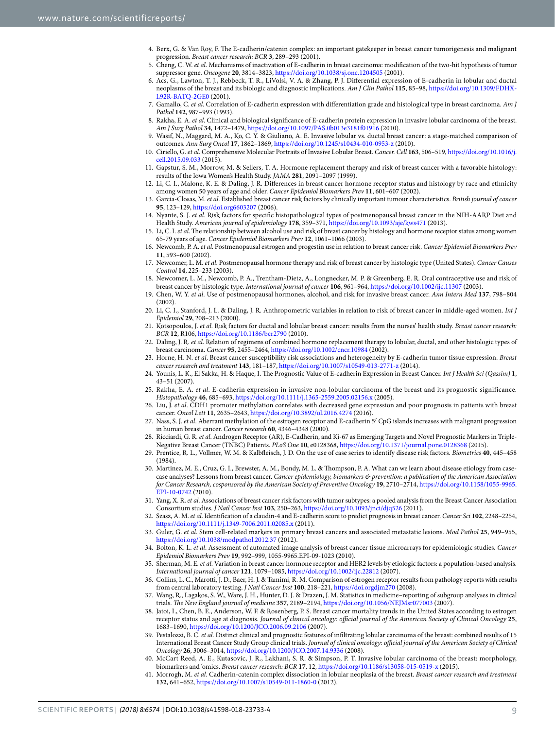4. Berx, G. & Van Roy, F. The E-cadherin/catenin complex: an important gatekeeper in breast cancer tumorigenesis and malignant progression. *Breast cancer research: BCR* **3**, 289–293 (2001).
5. Cheng, C. W. *et al*. Mechanisms of inactivation of E-cadherin in breast carcinoma: modification of the two-hit hypothesis of tumor suppressor gene. *Oncogene* **20**, 3814–3823, https://doi.org/10.1038/sj.onc.1204505 (2001).
6. Acs, G., Lawton, T. J., Rebbeck, T. R., LiVolsi, V. A. & Zhang, P. J. Differential expression of E-cadherin in lobular and ductal neoplasms of the breast and its biologic and diagnostic implications. *Am J Clin Pathol* **115**, 85–98, https://doi.org/10.1309/FDHX-L92R-BATQ-2GE0 (2001).
7. Gamallo, C. *et al*. Correlation of E-cadherin expression with differentiation grade and histological type in breast carcinoma. *Am J Pathol* **142**, 987–993 (1993).
8. Rakha, E. A. *et al*. Clinical and biological significance of E-cadherin protein expression in invasive lobular carcinoma of the breast. *Am J Surg Pathol* **34**, 1472–1479, https://doi.org/10.1097/PAS.0b013e3181f01916 (2010).
9. Wasif, N., Maggard, M. A., Ko, C. Y. & Giuliano, A. E. Invasive lobular vs. ductal breast cancer: a stage-matched comparison of outcomes. *Ann Surg Oncol* **17**, 1862–1869, https://doi.org/10.1245/s10434-010-0953-z (2010).
10. Ciriello, G. *et al*. Comprehensive Molecular Portraits of Invasive Lobular Breast. *Cancer. Cell* **163**, 506–519, https://doi.org/10.1016/j.cell.2015.09.033 (2015).
11. Gapstur, S. M., Morrow, M. & Sellers, T. A. Hormone replacement therapy and risk of breast cancer with a favorable histology: results of the Iowa Women's Health Study. *JAMA* **281**, 2091–2097 (1999).
12. Li, C. I., Malone, K. E. & Daling, J. R. Differences in breast cancer hormone receptor status and histology by race and ethnicity among women 50 years of age and older. *Cancer Epidemiol Biomarkers Prev* **11**, 601–607 (2002).
13. Garcia-Closas, M. *et al*. Established breast cancer risk factors by clinically important tumour characteristics. *British journal of cancer* **95**, 123–129, https://doi.org6603207 (2006).
14. Nyante, S. J. *et al*. Risk factors for specific histopathological types of postmenopausal breast cancer in the NIH-AARP Diet and Health Study. *American journal of epidemiology* **178**, 359–371, https://doi.org/10.1093/aje/kws471 (2013).
15. Li, C. I. *et al*. The relationship between alcohol use and risk of breast cancer by histology and hormone receptor status among women 65-79 years of age. *Cancer Epidemiol Biomarkers Prev* **12**, 1061–1066 (2003).
16. Newcomb, P. A. *et al*. Postmenopausal estrogen and progestin use in relation to breast cancer risk. *Cancer Epidemiol Biomarkers Prev* **11**, 593–600 (2002).
17. Newcomer, L. M. *et al*. Postmenopausal hormone therapy and risk of breast cancer by histologic type (United States). *Cancer Causes Control* **14**, 225–233 (2003).
18. Newcomer, L. M., Newcomb, P. A., Trentham-Dietz, A., Longnecker, M. P. & Greenberg, E. R. Oral contraceptive use and risk of breast cancer by histologic type. *International journal of cancer* **106**, 961–964, https://doi.org/10.1002/ijc.11307 (2003).
19. Chen, W. Y. *et al*. Use of postmenopausal hormones, alcohol, and risk for invasive breast cancer. *Ann Intern Med* **137**, 798–804 (2002).
20. Li, C. I., Stanford, J. L. & Daling, J. R. Anthropometric variables in relation to risk of breast cancer in middle-aged women. *Int J Epidemiol* **29**, 208–213 (2000).
21. Kotsopoulos, J. *et al.* Risk factors for ductal and lobular breast cancer: results from the nurses' health study. *Breast cancer research: BCR* **12**, R106, https://doi.org/10.1186/bcr2790 (2010).
22. Daling, J. R. *et al*. Relation of regimens of combined hormone replacement therapy to lobular, ductal, and other histologic types of breast carcinoma. *Cancer* **95**, 2455–2464, https://doi.org/10.1002/cncr.10984 (2002).
23. Horne, H. N. *et al*. Breast cancer susceptibility risk associations and heterogeneity by E-cadherin tumor tissue expression. *Breast cancer research and treatment* **143**, 181–187, https://doi.org/10.1007/s10549-013-2771-z (2014).
24. Younis, L. K., El Sakka, H. & Haque, I. The Prognostic Value of E-cadherin Expression in Breast Cancer. *Int J Health Sci (Qassim)* **1**, 43–51 (2007).
25. Rakha, E. A. *et al*. E-cadherin expression in invasive non-lobular carcinoma of the breast and its prognostic significance. *Histopathology* **46**, 685–693, https://doi.org/10.1111/j.1365-2559.2005.02156.x (2005).
26. Liu, J. *et al*. CDH1 promoter methylation correlates with decreased gene expression and poor prognosis in patients with breast cancer. *Oncol Lett* **11**, 2635–2643, https://doi.org/10.3892/ol.2016.4274 (2016).
27. Nass, S. J. *et al*. Aberrant methylation of the estrogen receptor and E-cadherin 5′ CpG islands increases with malignant progression in human breast cancer. *Cancer research* **60**, 4346–4348 (2000).
28. Ricciardi, G. R. *et al*. Androgen Receptor (AR), E-Cadherin, and Ki-67 as Emerging Targets and Novel Prognostic Markers in Triple-Negative Breast Cancer (TNBC) Patients. *PLoS One* **10**, e0128368, https://doi.org/10.1371/journal.pone.0128368 (2015).
29. Prentice, R. L., Vollmer, W. M. & Kalbfleisch, J. D. On the use of case series to identify disease risk factors. *Biometrics* **40**, 445–458 (1984).
30. Martinez, M. E., Cruz, G. I., Brewster, A. M., Bondy, M. L. & Thompson, P. A. What can we learn about disease etiology from case-case analyses? Lessons from breast cancer. *Cancer epidemiology, biomarkers & prevention: a publication of the American Association for Cancer Research, cosponsored by the American Society of Preventive Oncology* **19**, 2710–2714, https://doi.org/10.1158/1055-9965.EPI-10-0742 (2010).
31. Yang, X. R. *et al*. Associations of breast cancer risk factors with tumor subtypes: a pooled analysis from the Breast Cancer Association Consortium studies. *J Natl Cancer Inst* **103**, 250–263, https://doi.org/10.1093/jnci/djq526 (2011).
32. Szasz, A. M. *et al*. Identification of a claudin-4 and E-cadherin score to predict prognosis in breast cancer. *Cancer Sci* **102**, 2248–2254, https://doi.org/10.1111/j.1349-7006.2011.02085.x (2011).
33. Guler, G. *et al*. Stem cell-related markers in primary breast cancers and associated metastatic lesions. *Mod Pathol* **25**, 949–955, https://doi.org/10.1038/modpathol.2012.37 (2012).
34. Bolton, K. L. *et al*. Assessment of automated image analysis of breast cancer tissue microarrays for epidemiologic studies. *Cancer Epidemiol Biomarkers Prev* **19**, 992–999, 1055-9965.EPI-09-1023 (2010).
35. Sherman, M. E. *et al*. Variation in breast cancer hormone receptor and HER2 levels by etiologic factors: a population-based analysis. *International journal of cancer* **121**, 1079–1085, https://doi.org/10.1002/ijc.22812 (2007).
36. Collins, L. C., Marotti, J. D., Baer, H. J. & Tamimi, R. M. Comparison of estrogen receptor results from pathology reports with results from central laboratory testing. *J Natl Cancer Inst* **100**, 218–221, https://doi.orgdjm270 (2008).
37. Wang, R., Lagakos, S. W., Ware, J. H., Hunter, D. J. & Drazen, J. M. Statistics in medicine–reporting of subgroup analyses in clinical trials. *The New England journal of medicine* **357**, 2189–2194, https://doi.org/10.1056/NEJMsr077003 (2007).
38. Jatoi, I., Chen, B. E., Anderson, W. F. & Rosenberg, P. S. Breast cancer mortality trends in the United States according to estrogen receptor status and age at diagnosis. *Journal of clinical oncology: official journal of the American Society of Clinical Oncology* **25**, 1683–1690, https://doi.org/10.1200/JCO.2006.09.2106 (2007).
39. Pestalozzi, B. C. *et al*. Distinct clinical and prognostic features of infiltrating lobular carcinoma of the breast: combined results of 15 International Breast Cancer Study Group clinical trials. *Journal of clinical oncology: official journal of the American Society of Clinical Oncology* **26**, 3006–3014, https://doi.org/10.1200/JCO.2007.14.9336 (2008).
40. McCart Reed, A. E., Kutasovic, J. R., Lakhani, S. R. & Simpson, P. T. Invasive lobular carcinoma of the breast: morphology, biomarkers and 'omics. *Breast cancer research: BCR* **17**, 12, https://doi.org/10.1186/s13058-015-0519-x (2015).
41. Morrogh, M. *et al*. Cadherin-catenin complex dissociation in lobular neoplasia of the breast. *Breast cancer research and treatment* **132**, 641–652, https://doi.org/10.1007/s10549-011-1860-0 (2012).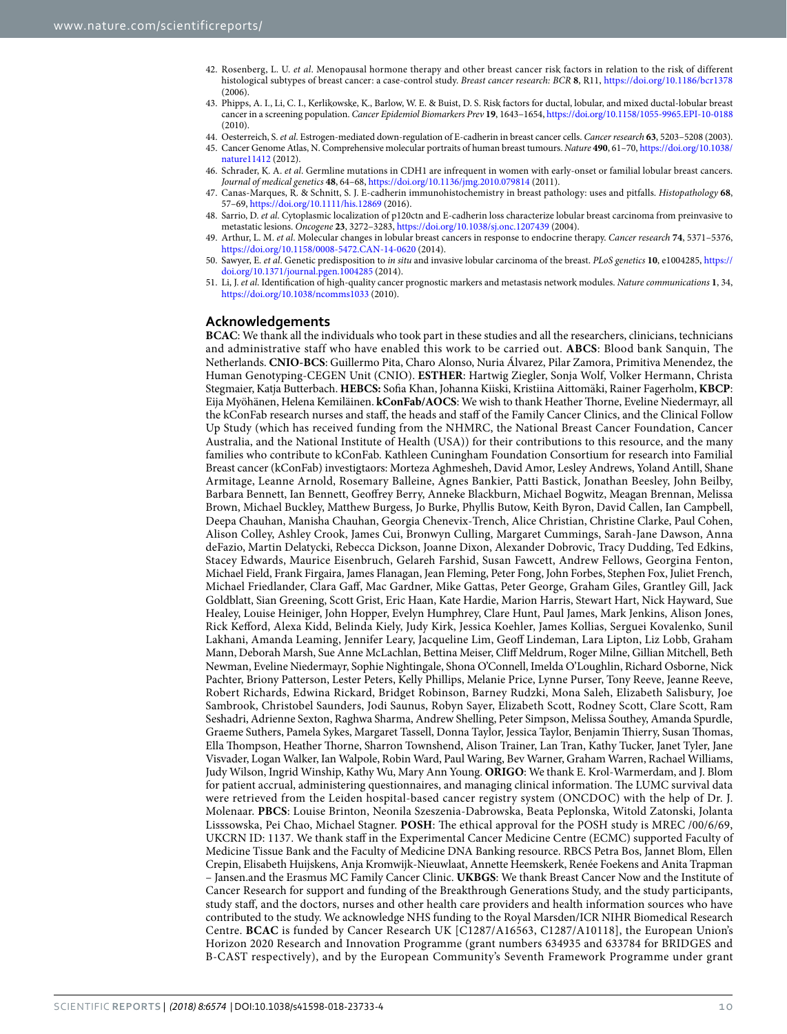42. Rosenberg, L. U. *et al*. Menopausal hormone therapy and other breast cancer risk factors in relation to the risk of different histological subtypes of breast cancer: a case-control study. *Breast cancer research: BCR* **8**, R11, https://doi.org/10.1186/bcr1378 (2006).
43. Phipps, A. I., Li, C. I., Kerlikowske, K., Barlow, W. E. & Buist, D. S. Risk factors for ductal, lobular, and mixed ductal-lobular breast cancer in a screening population. *Cancer Epidemiol Biomarkers Prev* **19**, 1643–1654, https://doi.org/10.1158/1055-9965.EPI-10-0188 (2010).
44. Oesterreich, S. *et al*. Estrogen-mediated down-regulation of E-cadherin in breast cancer cells. *Cancer research* **63**, 5203–5208 (2003).
45. Cancer Genome Atlas, N. Comprehensive molecular portraits of human breast tumours. *Nature* **490**, 61–70, https://doi.org/10.1038/nature11412 (2012).
46. Schrader, K. A. *et al*. Germline mutations in CDH1 are infrequent in women with early-onset or familial lobular breast cancers. *Journal of medical genetics* **48**, 64–68, https://doi.org/10.1136/jmg.2010.079814 (2011).
47. Canas-Marques, R. & Schnitt, S. J. E-cadherin immunohistochemistry in breast pathology: uses and pitfalls. *Histopathology* **68**, 57–69, https://doi.org/10.1111/his.12869 (2016).
48. Sarrio, D. *et al*. Cytoplasmic localization of p120ctn and E-cadherin loss characterize lobular breast carcinoma from preinvasive to metastatic lesions. *Oncogene* **23**, 3272–3283, https://doi.org/10.1038/sj.onc.1207439 (2004).
49. Arthur, L. M. *et al*. Molecular changes in lobular breast cancers in response to endocrine therapy. *Cancer research* **74**, 5371–5376, https://doi.org/10.1158/0008-5472.CAN-14-0620 (2014).
50. Sawyer, E. *et al*. Genetic predisposition to *in situ* and invasive lobular carcinoma of the breast. *PLoS genetics* **10**, e1004285, https://doi.org/10.1371/journal.pgen.1004285 (2014).
51. Li, J. *et al*. Identification of high-quality cancer prognostic markers and metastasis network modules. *Nature communications* **1**, 34, https://doi.org/10.1038/ncomms1033 (2010).

## Acknowledgements

**BCAC**: We thank all the individuals who took part in these studies and all the researchers, clinicians, technicians and administrative staff who have enabled this work to be carried out. **ABCS**: Blood bank Sanquin, The Netherlands. **CNIO-BCS**: Guillermo Pita, Charo Alonso, Nuria Álvarez, Pilar Zamora, Primitiva Menendez, the Human Genotyping-CEGEN Unit (CNIO). **ESTHER**: Hartwig Ziegler, Sonja Wolf, Volker Hermann, Christa Stegmaier, Katja Butterbach. **HEBCS:** Sofia Khan, Johanna Kiiski, Kristiina Aittomäki, Rainer Fagerholm, **KBCP**: Eija Myöhänen, Helena Kemiläinen. **kConFab/AOCS**: We wish to thank Heather Thorne, Eveline Niedermayr, all the kConFab research nurses and staff, the heads and staff of the Family Cancer Clinics, and the Clinical Follow Up Study (which has received funding from the NHMRC, the National Breast Cancer Foundation, Cancer Australia, and the National Institute of Health (USA)) for their contributions to this resource, and the many families who contribute to kConFab. Kathleen Cuningham Foundation Consortium for research into Familial Breast cancer (kConFab) investigtaors: Morteza Aghmesheh, David Amor, Lesley Andrews, Yoland Antill, Shane Armitage, Leanne Arnold, Rosemary Balleine, Agnes Bankier, Patti Bastick, Jonathan Beesley, John Beilby, Barbara Bennett, Ian Bennett, Geoffrey Berry, Anneke Blackburn, Michael Bogwitz, Meagan Brennan, Melissa Brown, Michael Buckley, Matthew Burgess, Jo Burke, Phyllis Butow, Keith Byron, David Callen, Ian Campbell, Deepa Chauhan, Manisha Chauhan, Georgia Chenevix-Trench, Alice Christian, Christine Clarke, Paul Cohen, Alison Colley, Ashley Crook, James Cui, Bronwyn Culling, Margaret Cummings, Sarah-Jane Dawson, Anna deFazio, Martin Delatycki, Rebecca Dickson, Joanne Dixon, Alexander Dobrovic, Tracy Dudding, Ted Edkins, Stacey Edwards, Maurice Eisenbruch, Gelareh Farshid, Susan Fawcett, Andrew Fellows, Georgina Fenton, Michael Field, Frank Firgaira, James Flanagan, Jean Fleming, Peter Fong, John Forbes, Stephen Fox, Juliet French, Michael Friedlander, Clara Gaff, Mac Gardner, Mike Gattas, Peter George, Graham Giles, Grantley Gill, Jack Goldblatt, Sian Greening, Scott Grist, Eric Haan, Kate Hardie, Marion Harris, Stewart Hart, Nick Hayward, Sue Healey, Louise Heiniger, John Hopper, Evelyn Humphrey, Clare Hunt, Paul James, Mark Jenkins, Alison Jones, Rick Kefford, Alexa Kidd, Belinda Kiely, Judy Kirk, Jessica Koehler, James Kollias, Serguei Kovalenko, Sunil Lakhani, Amanda Leaming, Jennifer Leary, Jacqueline Lim, Geoff Lindeman, Lara Lipton, Liz Lobb, Graham Mann, Deborah Marsh, Sue Anne McLachlan, Bettina Meiser, Cliff Meldrum, Roger Milne, Gillian Mitchell, Beth Newman, Eveline Niedermayr, Sophie Nightingale, Shona O'Connell, Imelda O'Loughlin, Richard Osborne, Nick Pachter, Briony Patterson, Lester Peters, Kelly Phillips, Melanie Price, Lynne Purser, Tony Reeve, Jeanne Reeve, Robert Richards, Edwina Rickard, Bridget Robinson, Barney Rudzki, Mona Saleh, Elizabeth Salisbury, Joe Sambrook, Christobel Saunders, Jodi Saunus, Robyn Sayer, Elizabeth Scott, Rodney Scott, Clare Scott, Ram Seshadri, Adrienne Sexton, Raghwa Sharma, Andrew Shelling, Peter Simpson, Melissa Southey, Amanda Spurdle, Graeme Suthers, Pamela Sykes, Margaret Tassell, Donna Taylor, Jessica Taylor, Benjamin Thierry, Susan Thomas, Ella Thompson, Heather Thorne, Sharron Townshend, Alison Trainer, Lan Tran, Kathy Tucker, Janet Tyler, Jane Visvader, Logan Walker, Ian Walpole, Robin Ward, Paul Waring, Bev Warner, Graham Warren, Rachael Williams, Judy Wilson, Ingrid Winship, Kathy Wu, Mary Ann Young. **ORIGO**: We thank E. Krol-Warmerdam, and J. Blom for patient accrual, administering questionnaires, and managing clinical information. The LUMC survival data were retrieved from the Leiden hospital-based cancer registry system (ONCDOC) with the help of Dr. J. Molenaar. **PBCS**: Louise Brinton, Neonila Szeszenia-Dabrowska, Beata Peplonska, Witold Zatonski, Jolanta Lisssowska, Pei Chao, Michael Stagner. **POSH**: The ethical approval for the POSH study is MREC /00/6/69, UKCRN ID: 1137. We thank staff in the Experimental Cancer Medicine Centre (ECMC) supported Faculty of Medicine Tissue Bank and the Faculty of Medicine DNA Banking resource. RBCS Petra Bos, Jannet Blom, Ellen Crepin, Elisabeth Huijskens, Anja Kromwijk-Nieuwlaat, Annette Heemskerk, Renée Foekens and Anita Trapman – Jansen.and the Erasmus MC Family Cancer Clinic. **UKBGS**: We thank Breast Cancer Now and the Institute of Cancer Research for support and funding of the Breakthrough Generations Study, and the study participants, study staff, and the doctors, nurses and other health care providers and health information sources who have contributed to the study. We acknowledge NHS funding to the Royal Marsden/ICR NIHR Biomedical Research Centre. **BCAC** is funded by Cancer Research UK [C1287/A16563, C1287/A10118], the European Union's Horizon 2020 Research and Innovation Programme (grant numbers 634935 and 633784 for BRIDGES and B-CAST respectively), and by the European Community's Seventh Framework Programme under grant